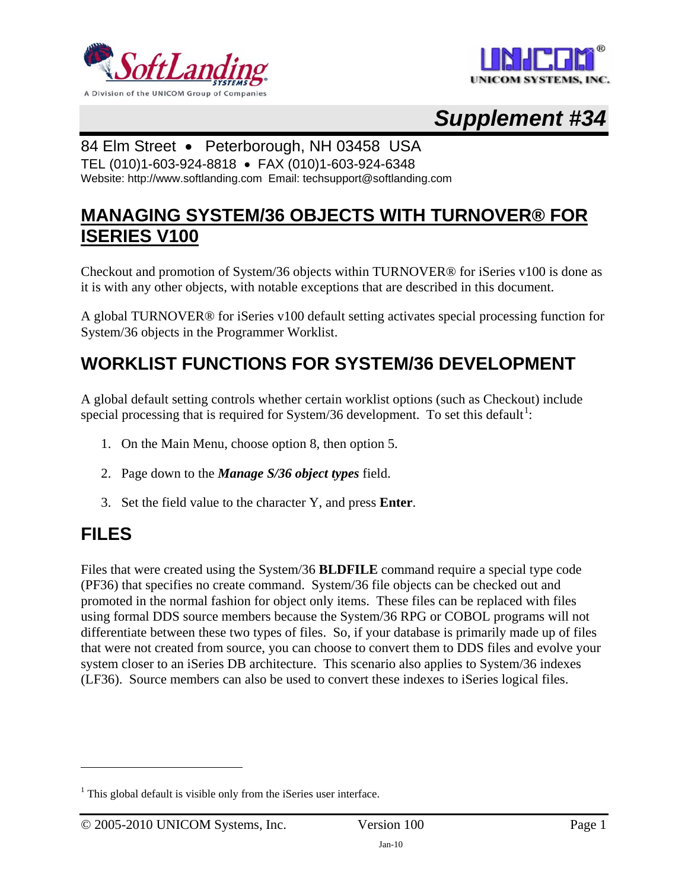SoftLanding SYSTEMS

A Division of the UNICOM Group of Companies

UNICOM SYSTEMS, INC.

**Supplement #34**

84 Elm Street • Peterborough, NH 03458 USA

TEL (010)1-603-924-8818 • FAX (010)1-603-924-6348

Website: http://www.softlanding.com Email: techsupport@softlanding.com

# MANAGING SYSTEM/36 OBJECTS WITH TURNOVER® FOR ISERIES V100

Checkout and promotion of System/36 objects within TURNOVER® for iSeries v100 is done as it is with any other objects, with notable exceptions that are described in this document.

A global TURNOVER® for iSeries v100 default setting activates special processing function for System/36 objects in the Programmer Worklist.

## WORKLIST FUNCTIONS FOR SYSTEM/36 DEVELOPMENT

A global default setting controls whether certain worklist options (such as Checkout) include special processing that is required for System/36 development. To set this default[1]:

1. On the Main Menu, choose option 8, then option 5.
2. Page down to the ***Manage S/36 object types*** field.
3. Set the field value to the character Y, and press **Enter**.

## FILES

Files that were created using the System/36 **BLDFILE** command require a special type code (PF36) that specifies no create command. System/36 file objects can be checked out and promoted in the normal fashion for object only items. These files can be replaced with files using formal DDS source members because the System/36 RPG or COBOL programs will not differentiate between these two types of files. So, if your database is primarily made up of files that were not created from source, you can choose to convert them to DDS files and evolve your system closer to an iSeries DB architecture. This scenario also applies to System/36 indexes (LF36). Source members can also be used to convert these indexes to iSeries logical files.

---

[1] This global default is visible only from the iSeries user interface.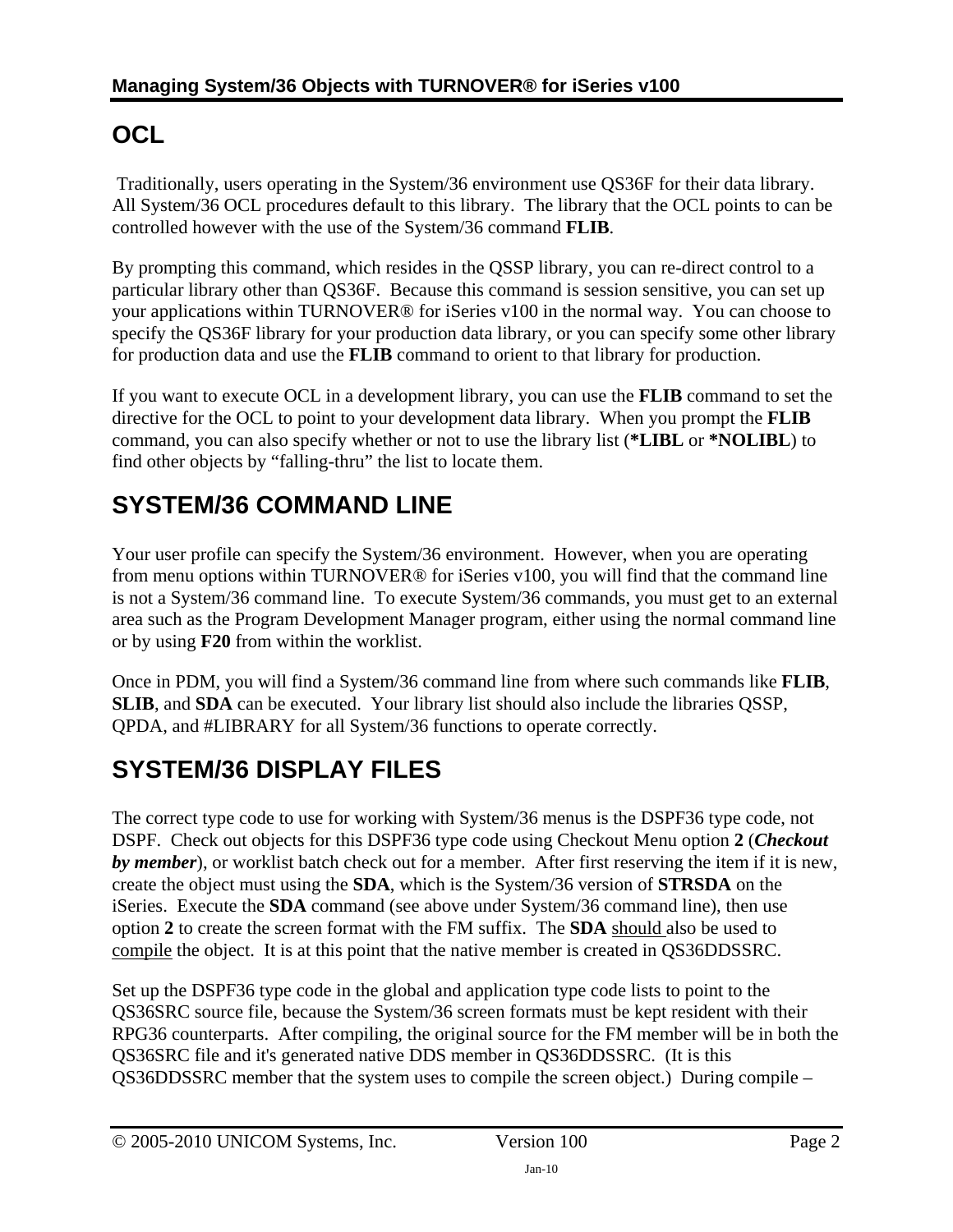## OCL

Traditionally, users operating in the System/36 environment use QS36F for their data library. All System/36 OCL procedures default to this library. The library that the OCL points to can be controlled however with the use of the System/36 command **FLIB**.

By prompting this command, which resides in the QSSP library, you can re-direct control to a particular library other than QS36F. Because this command is session sensitive, you can set up your applications within TURNOVER® for iSeries v100 in the normal way. You can choose to specify the QS36F library for your production data library, or you can specify some other library for production data and use the **FLIB** command to orient to that library for production.

If you want to execute OCL in a development library, you can use the **FLIB** command to set the directive for the OCL to point to your development data library. When you prompt the **FLIB** command, you can also specify whether or not to use the library list (**\*LIBL** or **\*NOLIBL**) to find other objects by "falling-thru" the list to locate them.

## SYSTEM/36 COMMAND LINE

Your user profile can specify the System/36 environment. However, when you are operating from menu options within TURNOVER® for iSeries v100, you will find that the command line is not a System/36 command line. To execute System/36 commands, you must get to an external area such as the Program Development Manager program, either using the normal command line or by using **F20** from within the worklist.

Once in PDM, you will find a System/36 command line from where such commands like **FLIB**, **SLIB**, and **SDA** can be executed. Your library list should also include the libraries QSSP, QPDA, and #LIBRARY for all System/36 functions to operate correctly.

## SYSTEM/36 DISPLAY FILES

The correct type code to use for working with System/36 menus is the DSPF36 type code, not DSPF. Check out objects for this DSPF36 type code using Checkout Menu option **2** (***Checkout by member***), or worklist batch check out for a member. After first reserving the item if it is new, create the object must using the **SDA**, which is the System/36 version of **STRSDA** on the iSeries. Execute the **SDA** command (see above under System/36 command line), then use option **2** to create the screen format with the FM suffix. The **SDA** <u>should</u> also be used to <u>compile</u> the object. It is at this point that the native member is created in QS36DDSSRC.

Set up the DSPF36 type code in the global and application type code lists to point to the QS36SRC source file, because the System/36 screen formats must be kept resident with their RPG36 counterparts. After compiling, the original source for the FM member will be in both the QS36SRC file and it's generated native DDS member in QS36DDSSRC. (It is this QS36DDSSRC member that the system uses to compile the screen object.) During compile –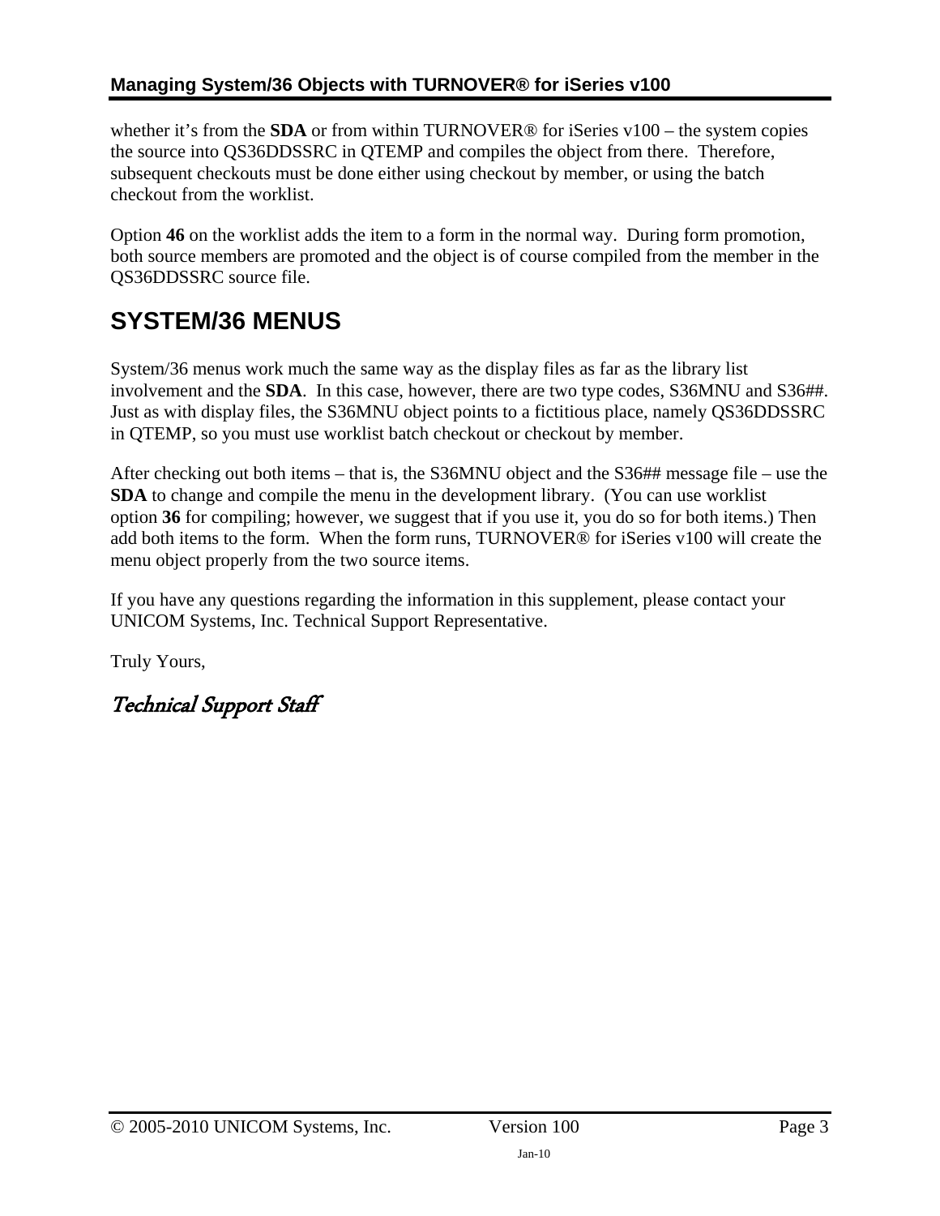whether it's from the **SDA** or from within TURNOVER® for iSeries v100 – the system copies the source into QS36DDSSRC in QTEMP and compiles the object from there. Therefore, subsequent checkouts must be done either using checkout by member, or using the batch checkout from the worklist.

Option **46** on the worklist adds the item to a form in the normal way. During form promotion, both source members are promoted and the object is of course compiled from the member in the QS36DDSSRC source file.

# SYSTEM/36 MENUS

System/36 menus work much the same way as the display files as far as the library list involvement and the **SDA**. In this case, however, there are two type codes, S36MNU and S36##. Just as with display files, the S36MNU object points to a fictitious place, namely QS36DDSSRC in QTEMP, so you must use worklist batch checkout or checkout by member.

After checking out both items – that is, the S36MNU object and the S36## message file – use the **SDA** to change and compile the menu in the development library. (You can use worklist option **36** for compiling; however, we suggest that if you use it, you do so for both items.) Then add both items to the form. When the form runs, TURNOVER® for iSeries v100 will create the menu object properly from the two source items.

If you have any questions regarding the information in this supplement, please contact your UNICOM Systems, Inc. Technical Support Representative.

Truly Yours,

*Technical Support Staff*